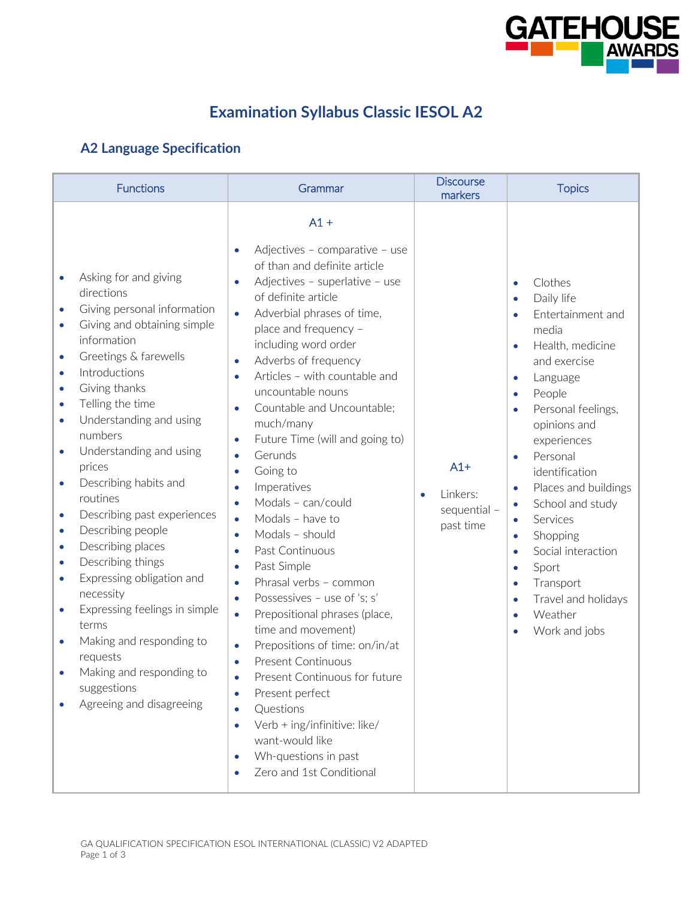# Examination Syllabus Classic IESOL A2

## A2 Language Specification

| Functions | Grammar | Discourse markers | Topics |
|---|---|---|---|
| • Asking for and giving directions<br>• Giving personal information<br>• Giving and obtaining simple information<br>• Greetings & farewells<br>• Introductions<br>• Giving thanks<br>• Telling the time<br>• Understanding and using numbers<br>• Understanding and using prices<br>• Describing habits and routines<br>• Describing past experiences<br>• Describing people<br>• Describing places<br>• Describing things<br>• Expressing obligation and necessity<br>• Expressing feelings in simple terms<br>• Making and responding to requests<br>• Making and responding to suggestions<br>• Agreeing and disagreeing | A1 +<br>• Adjectives – comparative – use of than and definite article<br>• Adjectives – superlative – use of definite article<br>• Adverbial phrases of time, place and frequency – including word order<br>• Adverbs of frequency<br>• Articles – with countable and uncountable nouns<br>• Countable and Uncountable; much/many<br>• Future Time (will and going to)<br>• Gerunds<br>• Going to<br>• Imperatives<br>• Modals – can/could<br>• Modals – have to<br>• Modals – should<br>• Past Continuous<br>• Past Simple<br>• Phrasal verbs – common<br>• Possessives – use of 's; s'<br>• Prepositional phrases (place, time and movement)<br>• Prepositions of time: on/in/at<br>• Present Continuous<br>• Present Continuous for future<br>• Present perfect<br>• Questions<br>• Verb + ing/infinitive: like/ want-would like<br>• Wh-questions in past<br>• Zero and 1st Conditional | A1+<br>• Linkers: sequential – past time | • Clothes<br>• Daily life<br>• Entertainment and media<br>• Health, medicine and exercise<br>• Language<br>• People<br>• Personal feelings, opinions and experiences<br>• Personal identification<br>• Places and buildings<br>• School and study<br>• Services<br>• Shopping<br>• Social interaction<br>• Sport<br>• Transport<br>• Travel and holidays<br>• Weather<br>• Work and jobs |

GA QUALIFICATION SPECIFICATION ESOL INTERNATIONAL (CLASSIC) V2 ADAPTED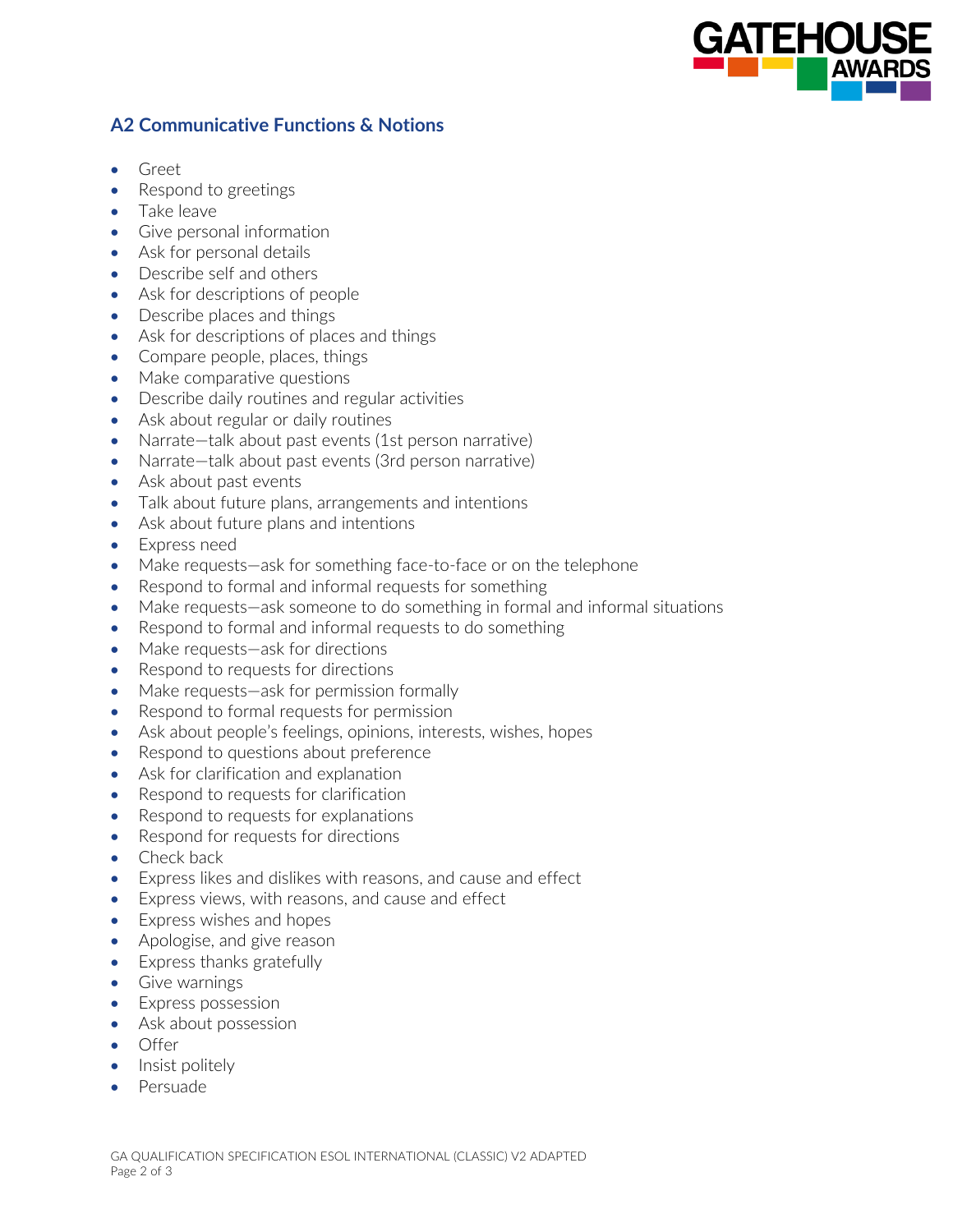## A2 Communicative Functions & Notions

- Greet
- Respond to greetings
- Take leave
- Give personal information
- Ask for personal details
- Describe self and others
- Ask for descriptions of people
- Describe places and things
- Ask for descriptions of places and things
- Compare people, places, things
- Make comparative questions
- Describe daily routines and regular activities
- Ask about regular or daily routines
- Narrate—talk about past events (1st person narrative)
- Narrate—talk about past events (3rd person narrative)
- Ask about past events
- Talk about future plans, arrangements and intentions
- Ask about future plans and intentions
- Express need
- Make requests—ask for something face-to-face or on the telephone
- Respond to formal and informal requests for something
- Make requests—ask someone to do something in formal and informal situations
- Respond to formal and informal requests to do something
- Make requests—ask for directions
- Respond to requests for directions
- Make requests—ask for permission formally
- Respond to formal requests for permission
- Ask about people's feelings, opinions, interests, wishes, hopes
- Respond to questions about preference
- Ask for clarification and explanation
- Respond to requests for clarification
- Respond to requests for explanations
- Respond for requests for directions
- Check back
- Express likes and dislikes with reasons, and cause and effect
- Express views, with reasons, and cause and effect
- Express wishes and hopes
- Apologise, and give reason
- Express thanks gratefully
- Give warnings
- Express possession
- Ask about possession
- Offer
- Insist politely
- Persuade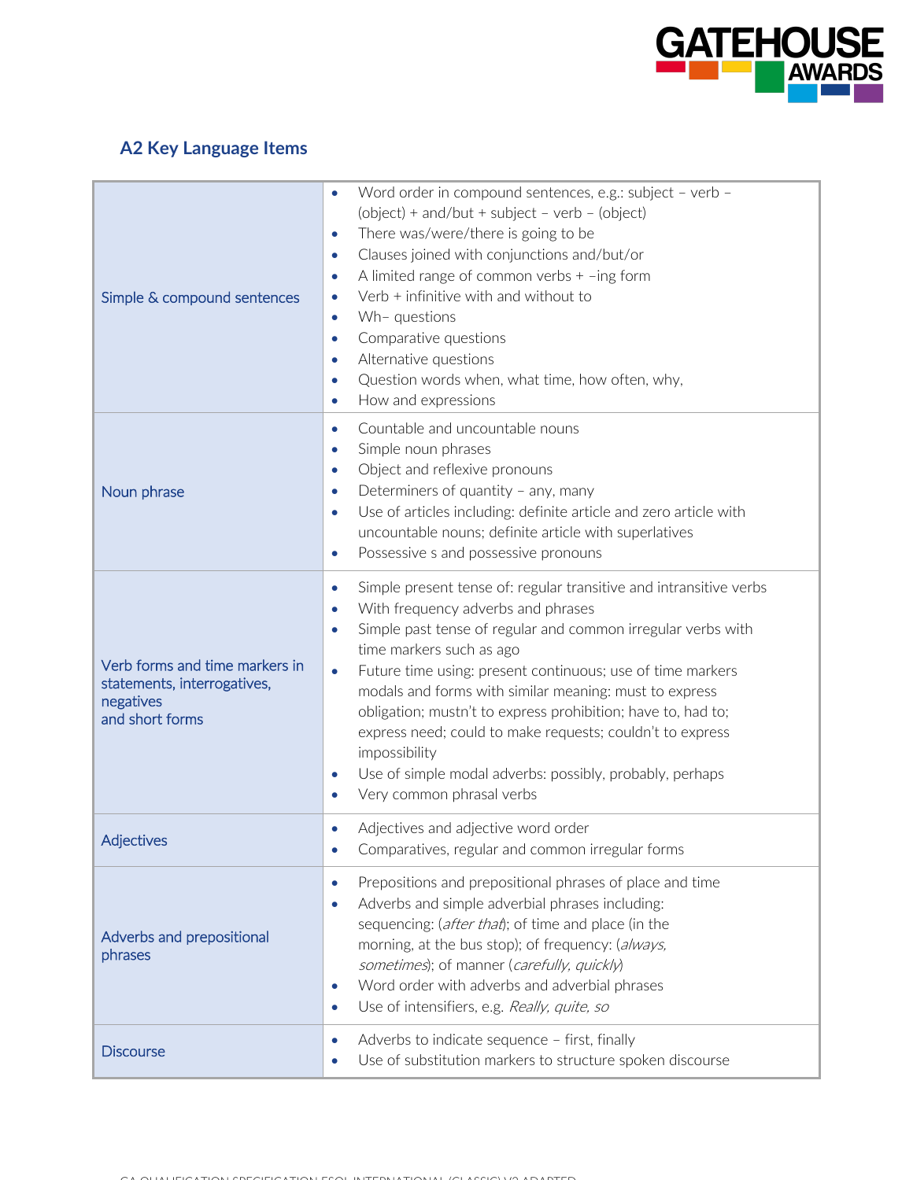## A2 Key Language Items

| | |
|---|---|
| Simple & compound sentences | • Word order in compound sentences, e.g.: subject – verb – (object) + and/but + subject – verb – (object)<br>• There was/were/there is going to be<br>• Clauses joined with conjunctions and/but/or<br>• A limited range of common verbs + –ing form<br>• Verb + infinitive with and without to<br>• Wh– questions<br>• Comparative questions<br>• Alternative questions<br>• Question words when, what time, how often, why,<br>• How and expressions |
| Noun phrase | • Countable and uncountable nouns<br>• Simple noun phrases<br>• Object and reflexive pronouns<br>• Determiners of quantity – any, many<br>• Use of articles including: definite article and zero article with uncountable nouns; definite article with superlatives<br>• Possessive s and possessive pronouns |
| Verb forms and time markers in statements, interrogatives, negatives and short forms | • Simple present tense of: regular transitive and intransitive verbs<br>• With frequency adverbs and phrases<br>• Simple past tense of regular and common irregular verbs with time markers such as ago<br>• Future time using: present continuous; use of time markers modals and forms with similar meaning: must to express obligation; mustn't to express prohibition; have to, had to; express need; could to make requests; couldn't to express impossibility<br>• Use of simple modal adverbs: possibly, probably, perhaps<br>• Very common phrasal verbs |
| Adjectives | • Adjectives and adjective word order<br>• Comparatives, regular and common irregular forms |
| Adverbs and prepositional phrases | • Prepositions and prepositional phrases of place and time<br>• Adverbs and simple adverbial phrases including: sequencing: (*after that*); of time and place (in the morning, at the bus stop); of frequency: (*always, sometimes*); of manner (*carefully, quickly*)<br>• Word order with adverbs and adverbial phrases<br>• Use of intensifiers, e.g. *Really, quite, so* |
| Discourse | • Adverbs to indicate sequence – first, finally<br>• Use of substitution markers to structure spoken discourse |